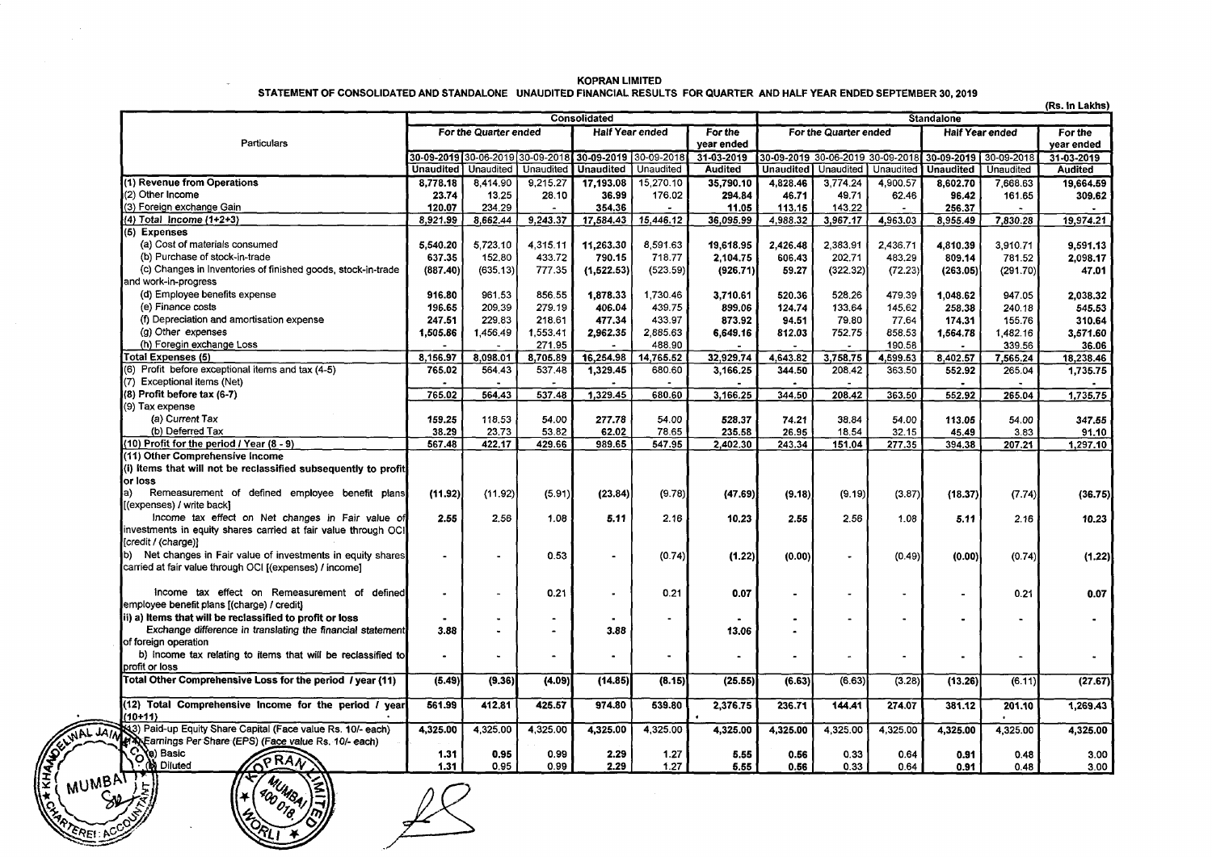# KOPRAN LIMITED

## STATEMENT OF CONSOLIDATED AND STANDALONE UNAUDITED FINANCIAL RESULTS FOR QUARTER AND HALF YEAR ENDED SEPTEMBER 30, 2019

(Rs. In Lakhs)

| Particulars | Consolidated | | | | | | Standalone | | | | | |
|---|---|---|---|---|---|---|---|---|---|---|---|---|
| | For the Quarter ended | | | Half Year ended | | For the year ended | For the Quarter ended | | | Half Year ended | | For the year ended |
| | 30-09-2019 | 30-06-2019 | 30-09-2018 | 30-09-2019 | 30-09-2018 | 31-03-2019 | 30-09-2019 | 30-06-2019 | 30-09-2018 | 30-09-2019 | 30-09-2018 | 31-03-2019 |
| | Unaudited | Unaudited | Unaudited | Unaudited | Unaudited | Audited | Unaudited | Unaudited | Unaudited | Unaudited | Unaudited | Audited |
| (1) Revenue from Operations | 8,778.18 | 8,414.90 | 9,215.27 | 17,193.08 | 15,270.10 | 35,790.10 | 4,828.46 | 3,774.24 | 4,900.57 | 8,602.70 | 7,668.63 | 19,664.59 |
| (2) Other Income | 23.74 | 13.25 | 28.10 | 36.99 | 176.02 | 294.84 | 46.71 | 49.71 | 62.46 | 96.42 | 161.65 | 309.62 |
| (3) Foreign exchange Gain | 120.07 | 234.29 | - | 354.36 | - | 11.05 | 113.15 | 143.22 | - | 256.37 | - | - |
| (4) Total Income (1+2+3) | 8,921.99 | 8,662.44 | 9,243.37 | 17,584.43 | 15,446.12 | 36,095.99 | 4,988.32 | 3,967.17 | 4,963.03 | 8,955.49 | 7,830.28 | 19,974.21 |
| (5) Expenses | | | | | | | | | | | | |
| (a) Cost of materials consumed | 5,540.20 | 5,723.10 | 4,315.11 | 11,263.30 | 8,591.63 | 19,618.95 | 2,426.48 | 2,383.91 | 2,436.71 | 4,810.39 | 3,910.71 | 9,591.13 |
| (b) Purchase of stock-in-trade | 637.35 | 152.80 | 433.72 | 790.15 | 718.77 | 2,104.75 | 606.43 | 202.71 | 483.29 | 809.14 | 781.52 | 2,098.17 |
| (c) Changes in Inventories of finished goods, stock-in-trade and work-in-progress | (887.40) | (635.13) | 777.35 | (1,522.53) | (523.59) | (926.71) | 59.27 | (322.32) | (72.23) | (263.05) | (291.70) | 47.01 |
| (d) Employee benefits expense | 916.80 | 961.53 | 856.55 | 1,878.33 | 1,730.46 | 3,710.61 | 520.36 | 528.26 | 479.39 | 1,048.62 | 947.05 | 2,038.32 |
| (e) Finance costs | 196.65 | 209.39 | 279.19 | 406.04 | 439.75 | 899.06 | 124.74 | 133.64 | 145.62 | 258.38 | 240.18 | 545.53 |
| (f) Depreciation and amortisation expense | 247.51 | 229.83 | 218.61 | 477.34 | 433.97 | 873.92 | 94.51 | 79.80 | 77.64 | 174.31 | 155.76 | 310.64 |
| (g) Other expenses | 1,505.86 | 1,456.49 | 1,553.41 | 2,962.35 | 2,885.63 | 6,649.16 | 812.03 | 752.75 | 858.53 | 1,564.78 | 1,482.16 | 3,571.60 |
| (h) Foregin exchange Loss | - | - | 271.95 | - | 488.90 | - | - | - | 190.58 | - | 339.56 | 36.06 |
| Total Expenses (5) | 8,156.97 | 8,098.01 | 8,705.89 | 16,254.98 | 14,765.52 | 32,929.74 | 4,643.82 | 3,758.75 | 4,599.53 | 8,402.57 | 7,565.24 | 18,238.46 |
| (6) Profit before exceptional items and tax (4-5) | 765.02 | 564.43 | 537.48 | 1,329.45 | 680.60 | 3,166.25 | 344.50 | 208.42 | 363.50 | 552.92 | 265.04 | 1,735.75 |
| (7) Exceptional items (Net) | - | - | - | - | - | - | - | - | - | - | - | - |
| (8) Profit before tax (6-7) | 765.02 | 564.43 | 537.48 | 1,329.45 | 680.60 | 3,166.25 | 344.50 | 208.42 | 363.50 | 552.92 | 265.04 | 1,735.75 |
| (9) Tax expense | | | | | | | | | | | | |
| (a) Current Tax | 159.25 | 118.53 | 54.00 | 277.78 | 54.00 | 528.37 | 74.21 | 38.84 | 54.00 | 113.05 | 54.00 | 347.55 |
| (b) Deferred Tax | 38.29 | 23.73 | 53.82 | 62.02 | 78.65 | 235.58 | 26.95 | 18.54 | 32.15 | 45.49 | 3.83 | 91.10 |
| (10) Profit for the period / Year (8 - 9) | 567.48 | 422.17 | 429.66 | 989.65 | 547.95 | 2,402.30 | 243.34 | 151.04 | 277.35 | 394.38 | 207.21 | 1,297.10 |
| (11) Other Comprehensive Income | | | | | | | | | | | | |
| (i) Items that will not be reclassified subsequently to profit or loss | | | | | | | | | | | | |
| a) Remeasurement of defined employee benefit plans [(expenses) / write back] | (11.92) | (11.92) | (5.91) | (23.84) | (9.78) | (47.69) | (9.18) | (9.19) | (3.87) | (18.37) | (7.74) | (36.75) |
| Income tax effect on Net changes in Fair value of investments in equity shares carried at fair value through OCI [credit / (charge)] | 2.55 | 2.56 | 1.08 | 5.11 | 2.16 | 10.23 | 2.55 | 2.56 | 1.08 | 5.11 | 2.16 | 10.23 |
| b) Net changes in Fair value of investments in equity shares carried at fair value through OCI [(expenses) / income] | - | - | 0.53 | - | (0.74) | (1.22) | (0.00) | - | (0.49) | (0.00) | (0.74) | (1.22) |
| Income tax effect on Remeasurement of defined employee benefit plans [(charge) / credit] | - | - | 0.21 | - | 0.21 | 0.07 | - | - | - | - | 0.21 | 0.07 |
| ii) a) Items that will be reclassified to profit or loss | - | - | - | - | - | - | - | - | - | - | - | - |
| Exchange difference in translating the financial statement of foreign operation | 3.88 | - | - | 3.88 | | 13.06 | - | | | | | |
| b) Income tax relating to items that will be reclassified to profit or loss | - | - | - | - | - | - | - | - | - | - | - | - |
| Total Other Comprehensive Loss for the period / year (11) | (5.49) | (9.36) | (4.09) | (14.85) | (8.15) | (25.55) | (6.63) | (6.63) | (3.28) | (13.26) | (6.11) | (27.67) |
| (12) Total Comprehensive Income for the period / year (10+11) | 561.99 | 412.81 | 425.57 | 974.80 | 539.80 | 2,376.75 | 236.71 | 144.41 | 274.07 | 381.12 | 201.10 | 1,269.43 |
| (13) Paid-up Equity Share Capital (Face value Rs. 10/- each) | 4,325.00 | 4,325.00 | 4,325.00 | 4,325.00 | 4,325.00 | 4,325.00 | 4,325.00 | 4,325.00 | 4,325.00 | 4,325.00 | 4,325.00 | 4,325.00 |
| (14) Earnings Per Share (EPS) (Face value Rs. 10/- each) | | | | | | | | | | | | |
| (a) Basic | 1.31 | 0.95 | 0.99 | 2.29 | 1.27 | 5.55 | 0.56 | 0.33 | 0.64 | 0.91 | 0.48 | 3.00 |
| (b) Diluted | 1.31 | 0.95 | 0.99 | 2.29 | 1.27 | 5.55 | 0.56 | 0.33 | 0.64 | 0.91 | 0.48 | 3.00 |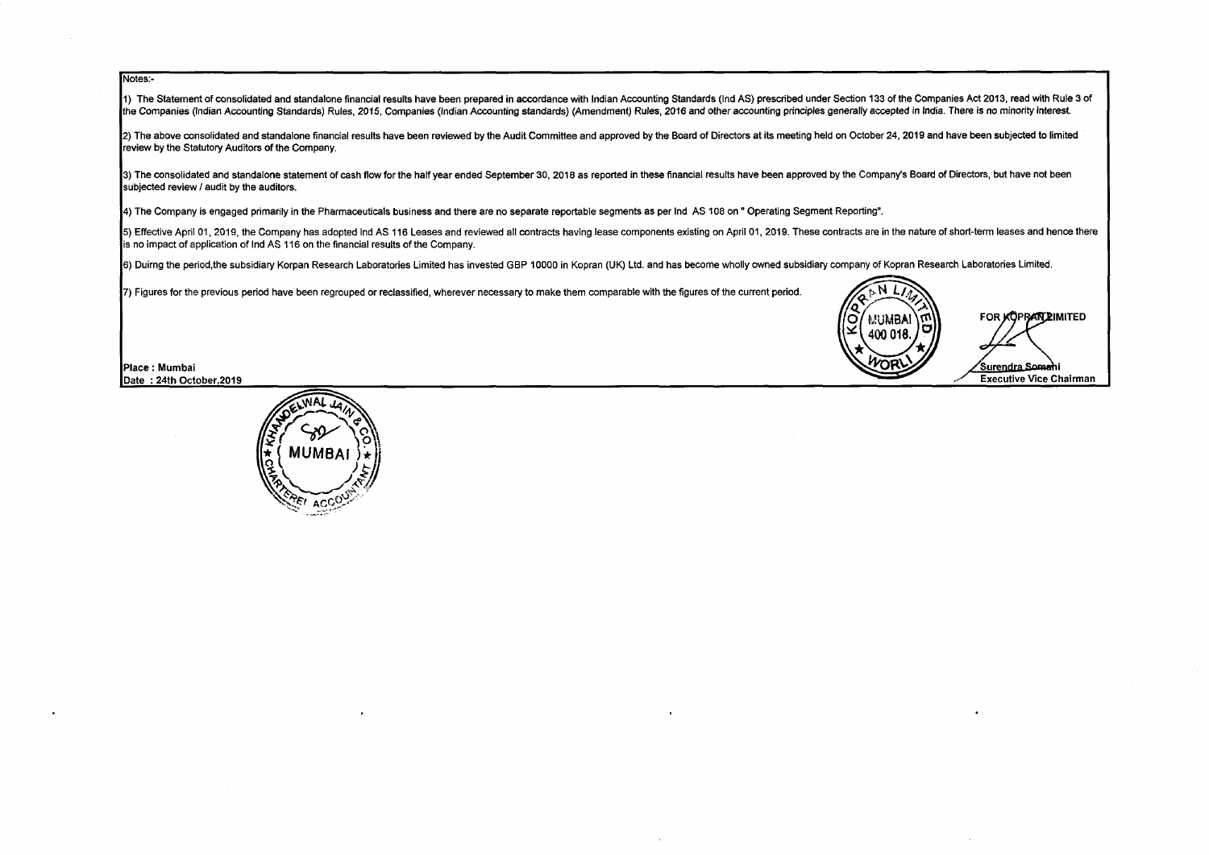Notes:-

1) The Statement of consolidated and standalone financial results have been prepared in accordance with Indian Accounting Standards (Ind AS) prescribed under Section 133 of the Companies Act 2013, read with Rule 3 of the Companies (Indian Accounting Standards) Rules, 2015, Companies (Indian Accounting standards) (Amendment) Rules, 2016 and other accounting principles generally accepted in India. There is no minority interest.

2) The above consolidated and standalone financial results have been reviewed by the Audit Committee and approved by the Board of Directors at its meeting held on October 24, 2019 and have been subjected to limited review by the Statutory Auditors of the Company.

3) The consolidated and standalone statement of cash flow for the half year ended September 30, 2018 as reported in these financial results have been approved by the Company's Board of Directors, but have not been subjected review / audit by the auditors.

4) The Company is engaged primarily in the Pharmaceuticals business and there are no separate reportable segments as per Ind AS 108 on " Operating Segment Reporting".

5) Effective April 01, 2019, the Company has adopted Ind AS 116 Leases and reviewed all contracts having lease components existing on April 01, 2019. These contracts are in the nature of short-term leases and hence there is no impact of application of Ind AS 116 on the financial results of the Company.

6) Duirng the period,the subsidiary Korpan Research Laboratories Limited has invested GBP 10000 in Kopran (UK) Ltd. and has become wholly owned subsidiary company of Kopran Research Laboratories Limited.

7) Figures for the previous period have been regrouped or reclassified, wherever necessary to make them comparable with the figures of the current period.

Place : Mumbai
Date : 24th October,2019

FOR KOPRAN LIMITED

Surendra Somani
Executive Vice Chairman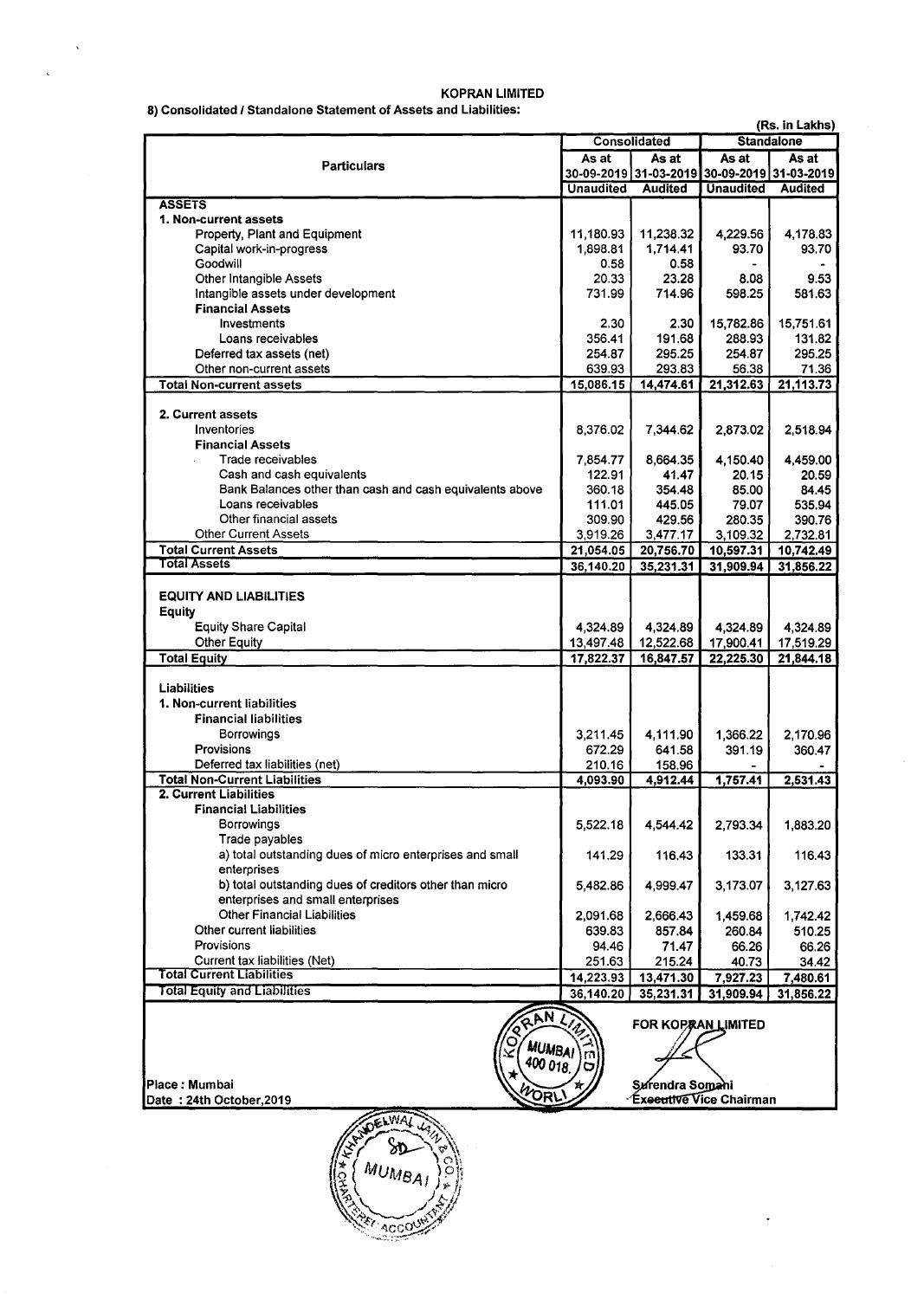# KOPRAN LIMITED

## 8) Consolidated / Standalone Statement of Assets and Liabilities:

(Rs. in Lakhs)

| Particulars | Consolidated | | Standalone | |
|---|---|---|---|---|
| | As at 30-09-2019 | As at 31-03-2019 | As at 30-09-2019 | As at 31-03-2019 |
| | Unaudited | Audited | Unaudited | Audited |
| **ASSETS** | | | | |
| **1. Non-current assets** | | | | |
| Property, Plant and Equipment | 11,180.93 | 11,238.32 | 4,229.56 | 4,178.83 |
| Capital work-in-progress | 1,898.81 | 1,714.41 | 93.70 | 93.70 |
| Goodwill | 0.58 | 0.58 | - | - |
| Other Intangible Assets | 20.33 | 23.28 | 8.08 | 9.53 |
| Intangible assets under development | 731.99 | 714.96 | 598.25 | 581.63 |
| **Financial Assets** | | | | |
| Investments | 2.30 | 2.30 | 15,782.86 | 15,751.61 |
| Loans receivables | 356.41 | 191.68 | 288.93 | 131.82 |
| Deferred tax assets (net) | 254.87 | 295.25 | 254.87 | 295.25 |
| Other non-current assets | 639.93 | 293.83 | 56.38 | 71.36 |
| **Total Non-current assets** | 15,086.15 | 14,474.61 | 21,312.63 | 21,113.73 |
| **2. Current assets** | | | | |
| Inventories | 8,376.02 | 7,344.62 | 2,873.02 | 2,518.94 |
| **Financial Assets** | | | | |
| Trade receivables | 7,854.77 | 8,664.35 | 4,150.40 | 4,459.00 |
| Cash and cash equivalents | 122.91 | 41.47 | 20.15 | 20.59 |
| Bank Balances other than cash and cash equivalents above | 360.18 | 354.48 | 85.00 | 84.45 |
| Loans receivables | 111.01 | 445.05 | 79.07 | 535.94 |
| Other financial assets | 309.90 | 429.56 | 280.35 | 390.76 |
| Other Current Assets | 3,919.26 | 3,477.17 | 3,109.32 | 2,732.81 |
| **Total Current Assets** | 21,054.05 | 20,756.70 | 10,597.31 | 10,742.49 |
| **Total Assets** | 36,140.20 | 35,231.31 | 31,909.94 | 31,856.22 |
| **EQUITY AND LIABILITIES** | | | | |
| **Equity** | | | | |
| Equity Share Capital | 4,324.89 | 4,324.89 | 4,324.89 | 4,324.89 |
| Other Equity | 13,497.48 | 12,522.68 | 17,900.41 | 17,519.29 |
| **Total Equity** | 17,822.37 | 16,847.57 | 22,225.30 | 21,844.18 |
| **Liabilities** | | | | |
| **1. Non-current liabilities** | | | | |
| **Financial liabilities** | | | | |
| Borrowings | 3,211.45 | 4,111.90 | 1,366.22 | 2,170.96 |
| Provisions | 672.29 | 641.58 | 391.19 | 360.47 |
| Deferred tax liabilities (net) | 210.16 | 158.96 | - | - |
| **Total Non-Current Liabilities** | 4,093.90 | 4,912.44 | 1,757.41 | 2,531.43 |
| **2. Current Liabilities** | | | | |
| **Financial Liabilities** | | | | |
| Borrowings | 5,522.18 | 4,544.42 | 2,793.34 | 1,883.20 |
| Trade payables | | | | |
| a) total outstanding dues of micro enterprises and small enterprises | 141.29 | 116.43 | 133.31 | 116.43 |
| b) total outstanding dues of creditors other than micro enterprises and small enterprises | 5,482.86 | 4,999.47 | 3,173.07 | 3,127.63 |
| Other Financial Liabilities | 2,091.68 | 2,666.43 | 1,459.68 | 1,742.42 |
| Other current liabilities | 639.83 | 857.84 | 260.84 | 510.25 |
| Provisions | 94.46 | 71.47 | 66.26 | 66.26 |
| Current tax liabilities (Net) | 251.63 | 215.24 | 40.73 | 34.42 |
| **Total Current Liabilities** | 14,223.93 | 13,471.30 | 7,927.23 | 7,480.61 |
| **Total Equity and Liabilities** | 36,140.20 | 35,231.31 | 31,909.94 | 31,856.22 |

FOR KOPRAN LIMITED

Surendra Somani
Executive Vice Chairman

Place : Mumbai
Date : 24th October,2019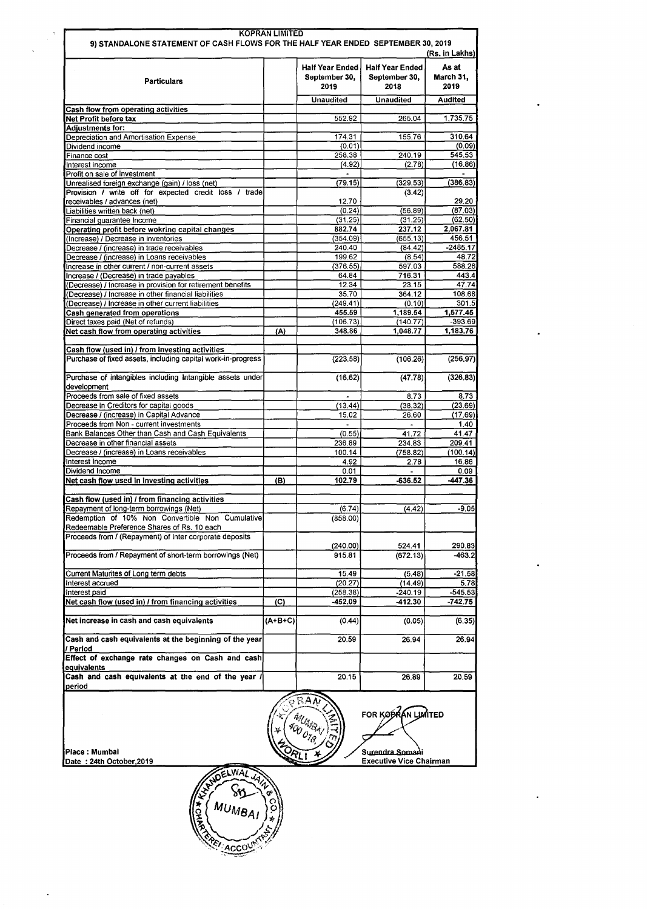KOPRAN LIMITED

## 9) STANDALONE STATEMENT OF CASH FLOWS FOR THE HALF YEAR ENDED SEPTEMBER 30, 2019

(Rs. in Lakhs)

| Particulars | | Half Year Ended September 30, 2019 | Half Year Ended September 30, 2018 | As at March 31, 2019 |
|---|---|---|---|---|
| | | Unaudited | Unaudited | Audited |
| **Cash flow from operating activities** | | | | |
| **Net Profit before tax** | | 552.92 | 265.04 | 1,735.75 |
| **Adjustments for:** | | | | |
| Depreciation and Amortisation Expense | | 174.31 | 155.76 | 310.64 |
| Dividend income | | (0.01) | | (0.09) |
| Finance cost | | 258.38 | 240.19 | 545.53 |
| Interest income | | (4.92) | (2.78) | (16.86) |
| Profit on sale of investment | | - | | - |
| Unrealised foreign exchange (gain) / loss (net) | | (79.15) | (329.53) | (386.83) |
| Provision / write off for expected credit loss / trade receivables / advances (net) | | 12.70 | (3.42) | 29.20 |
| Liabilities written back (net) | | (0.24) | (56.89) | (87.03) |
| Financial guarantee Income | | (31.25) | (31.25) | (62.50) |
| **Operating profit before wokring capital changes** | | 882.74 | 237.12 | 2,067.81 |
| (Increase) / Decrease in inventories | | (354.09) | (655.13) | 456.51 |
| Decrease / (increase) in trade receivables | | 240.40 | (84.42) | -2485.17 |
| Decrease / (increase) in Loans receivables | | 199.62 | (8.54) | 48.72 |
| Increase in other current / non-current assets | | (376.55) | 597.03 | 588.26 |
| Increase / (Decrease) in trade payables | | 64.84 | 716.31 | 443.4 |
| (Decrease) / Increase in provision for retirement benefits | | 12.34 | 23.15 | 47.74 |
| (Decrease) / Increase in other financial liabilities | | 35.70 | 364.12 | 108.68 |
| (Decrease) / Increase in other current liabilities | | (249.41) | (0.10) | 301.5 |
| **Cash generated from operations** | | 455.59 | 1,189.54 | 1,577.45 |
| Direct taxes paid (Net of refunds) | | (106.73) | (140.77) | -393.69 |
| **Net cash flow from operating activities** | **(A)** | 348.86 | 1,048.77 | 1,183.76 |
| | | | | |
| **Cash flow (used in) / from investing activities** | | | | |
| Purchase of fixed assets, including capital work-in-progress | | (223.58) | (106.26) | (256.97) |
| Purchase of intangibles including Intangible assets under development | | (16.62) | (47.78) | (326.83) |
| Proceeds from sale of fixed assets | | - | 8.73 | 8.73 |
| Decrease in Creditors for capital goods | | (13.44) | (38.32) | (23.69) |
| Decrease / (increase) in Capital Advance | | 15.02 | 26.60 | (17.69) |
| Proceeds from Non - current investments | | - | - | 1.40 |
| Bank Balances Other than Cash and Cash Equivalents | | (0.55) | 41.72 | 41.47 |
| Decrease in other financial assets | | 236.89 | 234.83 | 209.41 |
| Decrease / (increase) in Loans receivables | | 100.14 | (758.82) | (100.14) |
| Interest Income | | 4.92 | 2.78 | 16.86 |
| Dividend Income | | 0.01 | - | 0.09 |
| **Net cash flow used in investing activities** | **(B)** | 102.79 | -636.52 | -447.36 |
| | | | | |
| **Cash flow (used in) / from financing activities** | | | | |
| Repayment of long-term borrowings (Net) | | (6.74) | (4.42) | -9.05 |
| Redemption of 10% Non Convertible Non Cumulative Redeemable Preference Shares of Rs. 10 each | | (858.00) | | |
| Proceeds from / (Repayment) of Inter corporate deposits | | (240.00) | 524.41 | 290.83 |
| Proceeds from / Repayment of short-term borrowings (Net) | | 915.81 | (672.13) | -463.2 |
| Current Maturites of Long term debts | | 15.49 | (5.48) | -21.58 |
| Interest accrued | | (20.27) | (14.49) | 5.78 |
| Interest paid | | (258.38) | -240.19 | -545.53 |
| **Net cash flow (used in) / from financing activities** | **(C)** | -452.09 | -412.30 | -742.75 |
| | | | | |
| **Net increase in cash and cash equivalents** | **(A+B+C)** | (0.44) | (0.05) | (6.35) |
| **Cash and cash equivalents at the beginning of the year / Period** | | 20.59 | 26.94 | 26.94 |
| **Effect of exchange rate changes on Cash and cash equivalents** | | | | |
| **Cash and cash equivalents at the end of the year / period** | | 20.15 | 26.89 | 20.59 |

Place : Mumbai
Date : 24th October,2019

FOR KOPRAN LIMITED

Surendra Somani
Executive Vice Chairman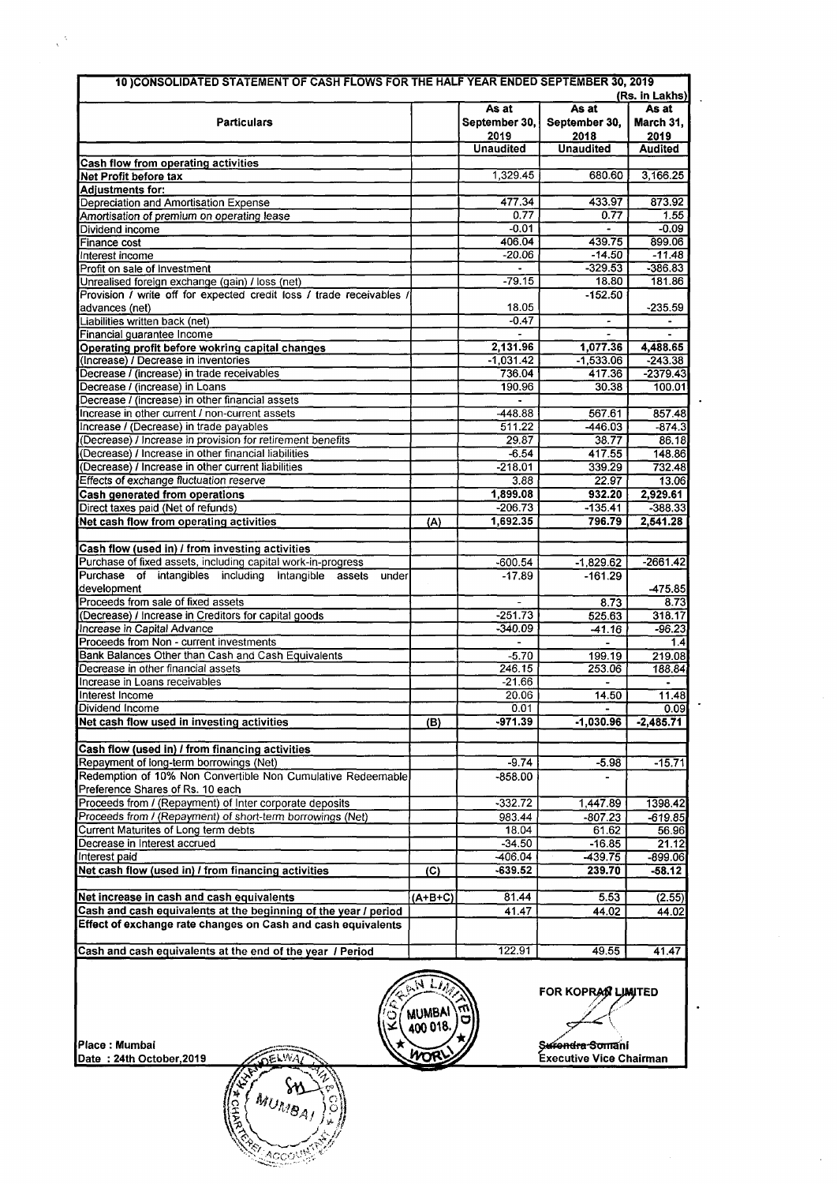## 10 )CONSOLIDATED STATEMENT OF CASH FLOWS FOR THE HALF YEAR ENDED SEPTEMBER 30, 2019

(Rs. in Lakhs)

| Particulars | | As at September 30, 2019 | As at September 30, 2018 | As at March 31, 2019 |
|---|---|---|---|---|
| | | Unaudited | Unaudited | Audited |
| **Cash flow from operating activities** | | | | |
| **Net Profit before tax** | | 1,329.45 | 680.60 | 3,166.25 |
| **Adjustments for:** | | | | |
| Depreciation and Amortisation Expense | | 477.34 | 433.97 | 873.92 |
| Amortisation of premium on operating lease | | 0.77 | 0.77 | 1.55 |
| Dividend income | | -0.01 | - | -0.09 |
| Finance cost | | 406.04 | 439.75 | 899.06 |
| Interest income | | -20.06 | -14.50 | -11.48 |
| Profit on sale of Investment | | - | -329.53 | -386.83 |
| Unrealised foreign exchange (gain) / loss (net) | | -79.15 | 18.80 | 181.86 |
| Provision / write off for expected credit loss / trade receivables / advances (net) | | 18.05 | -152.50 | -235.59 |
| Liabilities written back (net) | | -0.47 | - | - |
| Financial guarantee Income | | - | - | - |
| **Operating profit before wokring capital changes** | | **2,131.96** | **1,077.36** | **4,488.65** |
| (Increase) / Decrease in inventories | | -1,031.42 | -1,533.06 | -243.38 |
| Decrease / (increase) in trade receivables | | 736.04 | 417.36 | -2379.43 |
| Decrease / (increase) in Loans | | 190.96 | 30.38 | 100.01 |
| Decrease / (increase) in other financial assets | | - | | |
| Increase in other current / non-current assets | | -448.88 | 567.61 | 857.48 |
| Increase / (Decrease) in trade payables | | 511.22 | -446.03 | -874.3 |
| (Decrease) / Increase in provision for retirement benefits | | 29.87 | 38.77 | 86.18 |
| (Decrease) / Increase in other financial liabilities | | -6.54 | 417.55 | 148.86 |
| (Decrease) / Increase in other current liabilities | | -218.01 | 339.29 | 732.48 |
| Effects of exchange fluctuation reserve | | 3.88 | 22.97 | 13.06 |
| **Cash generated from operations** | | **1,899.08** | **932.20** | **2,929.61** |
| Direct taxes paid (Net of refunds) | | -206.73 | -135.41 | -388.33 |
| **Net cash flow from operating activities** | **(A)** | **1,692.35** | **796.79** | **2,541.28** |
| | | | | |
| **Cash flow (used in) / from investing activities** | | | | |
| Purchase of fixed assets, including capital work-in-progress | | -600.54 | -1,829.62 | -2661.42 |
| Purchase of intangibles including Intangible assets under development | | -17.89 | -161.29 | -475.85 |
| Proceeds from sale of fixed assets | | - | 8.73 | 8.73 |
| (Decrease) / Increase in Creditors for capital goods | | -251.73 | 525.63 | 318.17 |
| Increase in Capital Advance | | -340.09 | -41.16 | -96.23 |
| Proceeds from Non - current investments | | - | - | 1.4 |
| Bank Balances Other than Cash and Cash Equivalents | | -5.70 | 199.19 | 219.08 |
| Decrease in other financial assets | | 246.15 | 253.06 | 188.84 |
| Increase in Loans receivables | | -21.66 | - | - |
| Interest Income | | 20.06 | 14.50 | 11.48 |
| Dividend Income | | 0.01 | - | 0.09 |
| **Net cash flow used in investing activities** | **(B)** | **-971.39** | **-1,030.96** | **-2,485.71** |
| | | | | |
| **Cash flow (used in) / from financing activities** | | | | |
| Repayment of long-term borrowings (Net) | | -9.74 | -5.98 | -15.71 |
| Redemption of 10% Non Convertible Non Cumulative Redeemable Preference Shares of Rs. 10 each | | -858.00 | - | |
| Proceeds from / (Repayment) of Inter corporate deposits | | -332.72 | 1,447.89 | 1398.42 |
| Proceeds from / (Repayment) of short-term borrowings (Net) | | 983.44 | -807.23 | -619.85 |
| Current Maturites of Long term debts | | 18.04 | 61.62 | 56.96 |
| Decrease in Interest accrued | | -34.50 | -16.85 | 21.12 |
| Interest paid | | -406.04 | -439.75 | -899.06 |
| **Net cash flow (used in) / from financing activities** | **(C)** | **-639.52** | **239.70** | **-58.12** |
| | | | | |
| **Net increase in cash and cash equivalents** | **(A+B+C)** | 81.44 | 5.53 | (2.55) |
| **Cash and cash equivalents at the beginning of the year / period** | | 41.47 | 44.02 | 44.02 |
| **Effect of exchange rate changes on Cash and cash equivalents** | | | | |
| | | | | |
| **Cash and cash equivalents at the end of the year / Period** | | 122.91 | 49.55 | 41.47 |

**FOR KOPRAN LIMITED**

Surendra Somani
**Executive Vice Chairman**

**Place : Mumbai**
**Date : 24th October,2019**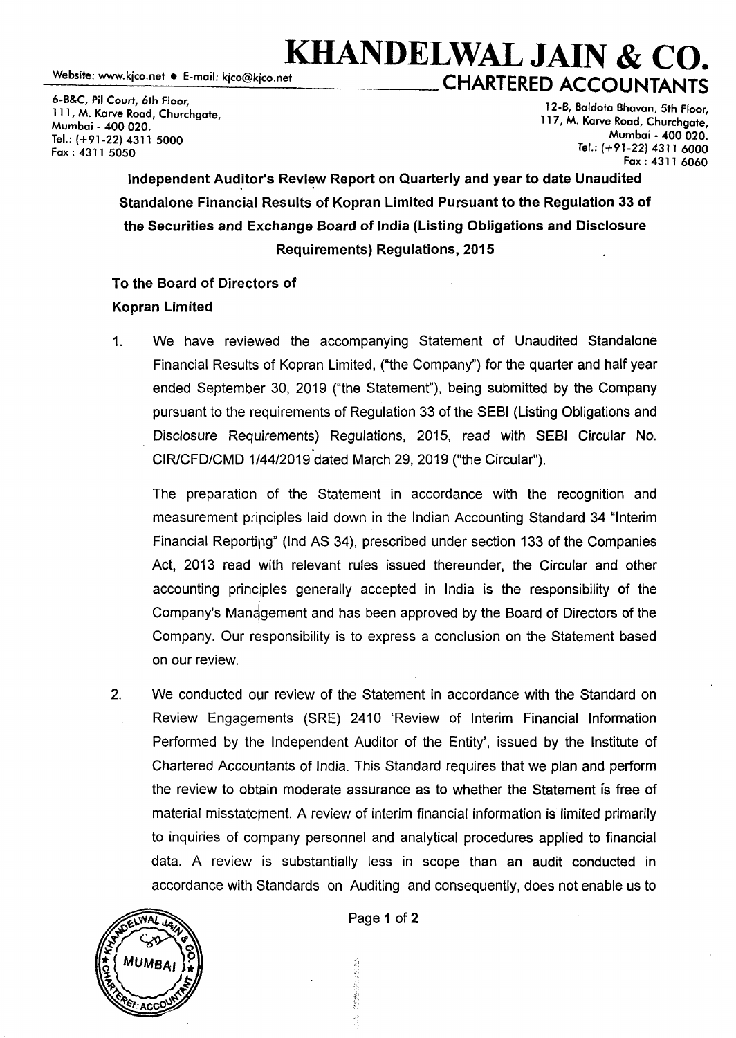# KHANDELWAL JAIN & CO.

## CHARTERED ACCOUNTANTS

Website: www.kjco.net • E-mail: kjco@kjco.net

6-B&C, Pil Court, 6th Floor,
111, M. Karve Road, Churchgate,
Mumbai - 400 020.
Tel.: (+91-22) 4311 5000
Fax : 4311 5050

12-B, Baldota Bhavan, 5th Floor,
117, M. Karve Road, Churchgate,
Mumbai - 400 020.
Tel.: (+91-22) 4311 6000
Fax : 4311 6060

**Independent Auditor's Review Report on Quarterly and year to date Unaudited Standalone Financial Results of Kopran Limited Pursuant to the Regulation 33 of the Securities and Exchange Board of India (Listing Obligations and Disclosure Requirements) Regulations, 2015**

**To the Board of Directors of**
**Kopran Limited**

1. We have reviewed the accompanying Statement of Unaudited Standalone Financial Results of Kopran Limited, ("the Company") for the quarter and half year ended September 30, 2019 ("the Statement"), being submitted by the Company pursuant to the requirements of Regulation 33 of the SEBI (Listing Obligations and Disclosure Requirements) Regulations, 2015, read with SEBI Circular No. CIR/CFD/CMD 1/44/2019 dated March 29, 2019 ("the Circular").

   The preparation of the Statement in accordance with the recognition and measurement principles laid down in the Indian Accounting Standard 34 "Interim Financial Reporting" (Ind AS 34), prescribed under section 133 of the Companies Act, 2013 read with relevant rules issued thereunder, the Circular and other accounting principles generally accepted in India is the responsibility of the Company's Management and has been approved by the Board of Directors of the Company. Our responsibility is to express a conclusion on the Statement based on our review.

2. We conducted our review of the Statement in accordance with the Standard on Review Engagements (SRE) 2410 'Review of Interim Financial Information Performed by the Independent Auditor of the Entity', issued by the Institute of Chartered Accountants of India. This Standard requires that we plan and perform the review to obtain moderate assurance as to whether the Statement is free of material misstatement. A review of interim financial information is limited primarily to inquiries of company personnel and analytical procedures applied to financial data. A review is substantially less in scope than an audit conducted in accordance with Standards on Auditing and consequently, does not enable us to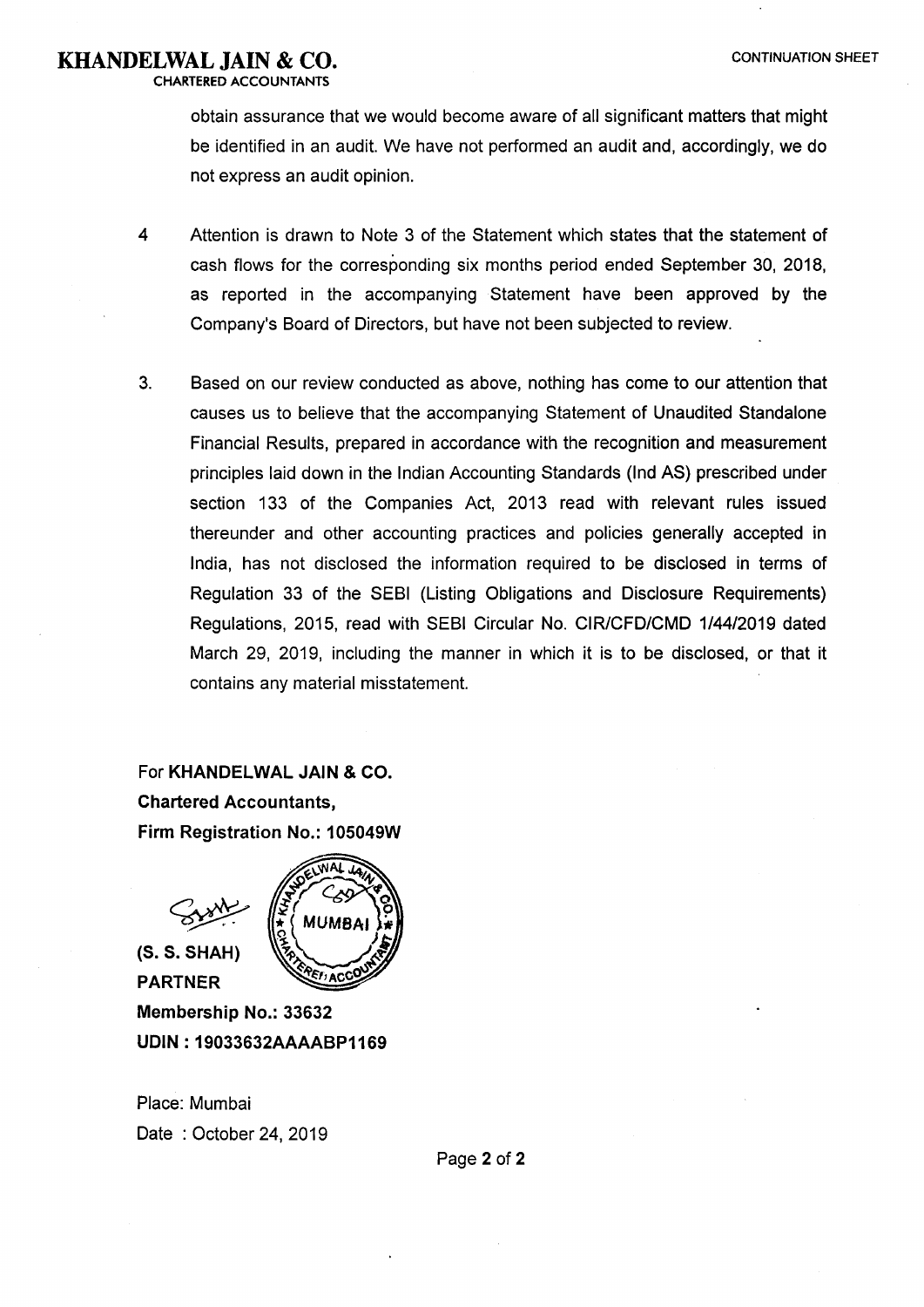**KHANDELWAL JAIN & CO.**
CHARTERED ACCOUNTANTS

CONTINUATION SHEET

obtain assurance that we would become aware of all significant matters that might be identified in an audit. We have not performed an audit and, accordingly, we do not express an audit opinion.

4 Attention is drawn to Note 3 of the Statement which states that the statement of cash flows for the corresponding six months period ended September 30, 2018, as reported in the accompanying Statement have been approved by the Company's Board of Directors, but have not been subjected to review.

3. Based on our review conducted as above, nothing has come to our attention that causes us to believe that the accompanying Statement of Unaudited Standalone Financial Results, prepared in accordance with the recognition and measurement principles laid down in the Indian Accounting Standards (Ind AS) prescribed under section 133 of the Companies Act, 2013 read with relevant rules issued thereunder and other accounting practices and policies generally accepted in India, has not disclosed the information required to be disclosed in terms of Regulation 33 of the SEBI (Listing Obligations and Disclosure Requirements) Regulations, 2015, read with SEBI Circular No. CIR/CFD/CMD 1/44/2019 dated March 29, 2019, including the manner in which it is to be disclosed, or that it contains any material misstatement.

For **KHANDELWAL JAIN & CO.**
**Chartered Accountants,**
**Firm Registration No.: 105049W**

**(S. S. SHAH)**
**PARTNER**
**Membership No.: 33632**
**UDIN : 19033632AAAABP1169**

Place: Mumbai
Date : October 24, 2019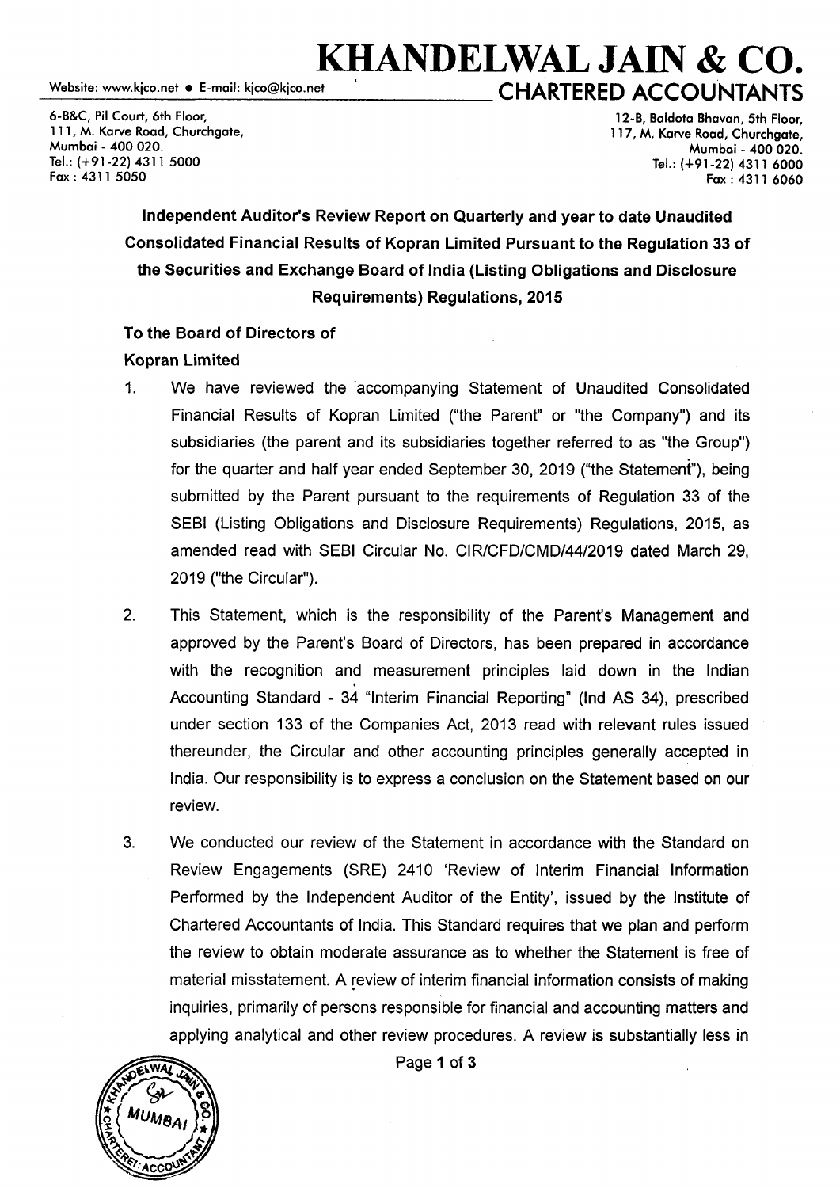# KHANDELWAL JAIN & CO.

Website: www.kjco.net • E-mail: kjco@kjco.net

## CHARTERED ACCOUNTANTS

6-B&C, Pil Court, 6th Floor,
111, M. Karve Road, Churchgate,
Mumbai - 400 020.
Tel.: (+91-22) 4311 5000
Fax : 4311 5050

12-B, Baldota Bhavan, 5th Floor,
117, M. Karve Road, Churchgate,
Mumbai - 400 020.
Tel.: (+91-22) 4311 6000
Fax : 4311 6060

**Independent Auditor's Review Report on Quarterly and year to date Unaudited Consolidated Financial Results of Kopran Limited Pursuant to the Regulation 33 of the Securities and Exchange Board of India (Listing Obligations and Disclosure Requirements) Regulations, 2015**

**To the Board of Directors of**
**Kopran Limited**

1. We have reviewed the accompanying Statement of Unaudited Consolidated Financial Results of Kopran Limited ("the Parent" or "the Company") and its subsidiaries (the parent and its subsidiaries together referred to as "the Group") for the quarter and half year ended September 30, 2019 ("the Statement"), being submitted by the Parent pursuant to the requirements of Regulation 33 of the SEBI (Listing Obligations and Disclosure Requirements) Regulations, 2015, as amended read with SEBI Circular No. CIR/CFD/CMD/44/2019 dated March 29, 2019 ("the Circular").

2. This Statement, which is the responsibility of the Parent's Management and approved by the Parent's Board of Directors, has been prepared in accordance with the recognition and measurement principles laid down in the Indian Accounting Standard - 34 "Interim Financial Reporting" (Ind AS 34), prescribed under section 133 of the Companies Act, 2013 read with relevant rules issued thereunder, the Circular and other accounting principles generally accepted in India. Our responsibility is to express a conclusion on the Statement based on our review.

3. We conducted our review of the Statement in accordance with the Standard on Review Engagements (SRE) 2410 'Review of Interim Financial Information Performed by the Independent Auditor of the Entity', issued by the Institute of Chartered Accountants of India. This Standard requires that we plan and perform the review to obtain moderate assurance as to whether the Statement is free of material misstatement. A review of interim financial information consists of making inquiries, primarily of persons responsible for financial and accounting matters and applying analytical and other review procedures. A review is substantially less in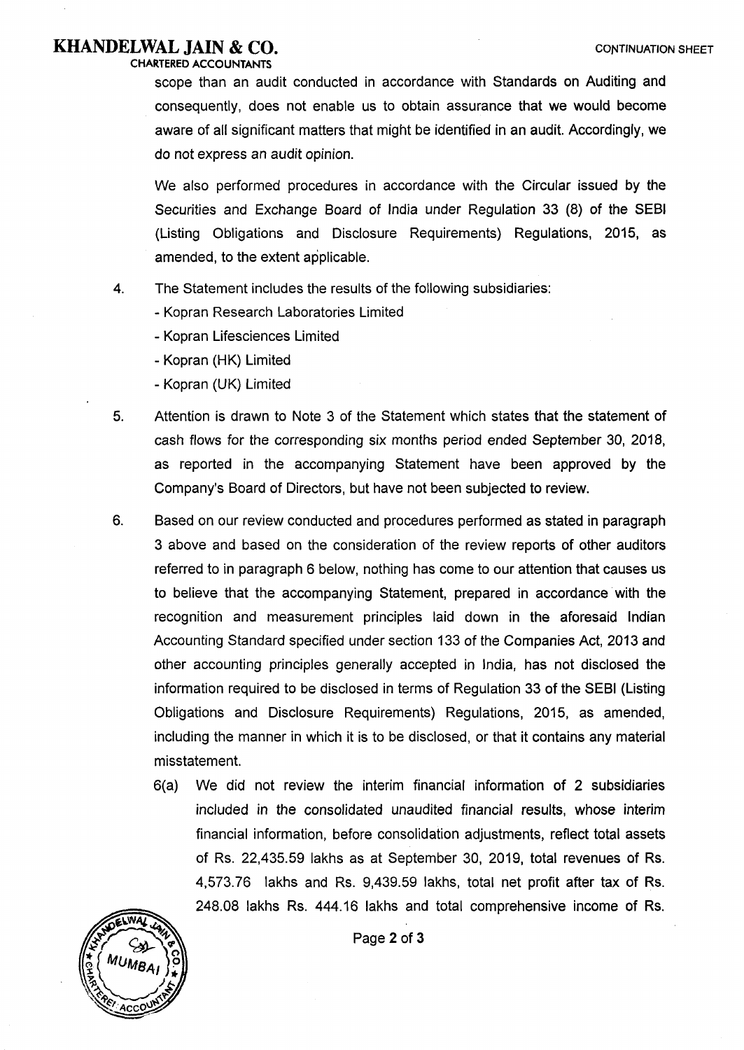scope than an audit conducted in accordance with Standards on Auditing and consequently, does not enable us to obtain assurance that we would become aware of all significant matters that might be identified in an audit. Accordingly, we do not express an audit opinion.

We also performed procedures in accordance with the Circular issued by the Securities and Exchange Board of India under Regulation 33 (8) of the SEBI (Listing Obligations and Disclosure Requirements) Regulations, 2015, as amended, to the extent applicable.

4. The Statement includes the results of the following subsidiaries:
   - Kopran Research Laboratories Limited
   - Kopran Lifesciences Limited
   - Kopran (HK) Limited
   - Kopran (UK) Limited

5. Attention is drawn to Note 3 of the Statement which states that the statement of cash flows for the corresponding six months period ended September 30, 2018, as reported in the accompanying Statement have been approved by the Company's Board of Directors, but have not been subjected to review.

6. Based on our review conducted and procedures performed as stated in paragraph 3 above and based on the consideration of the review reports of other auditors referred to in paragraph 6 below, nothing has come to our attention that causes us to believe that the accompanying Statement, prepared in accordance with the recognition and measurement principles laid down in the aforesaid Indian Accounting Standard specified under section 133 of the Companies Act, 2013 and other accounting principles generally accepted in India, has not disclosed the information required to be disclosed in terms of Regulation 33 of the SEBI (Listing Obligations and Disclosure Requirements) Regulations, 2015, as amended, including the manner in which it is to be disclosed, or that it contains any material misstatement.

   6(a) We did not review the interim financial information of 2 subsidiaries included in the consolidated unaudited financial results, whose interim financial information, before consolidation adjustments, reflect total assets of Rs. 22,435.59 lakhs as at September 30, 2019, total revenues of Rs. 4,573.76 lakhs and Rs. 9,439.59 lakhs, total net profit after tax of Rs. 248.08 lakhs Rs. 444.16 lakhs and total comprehensive income of Rs.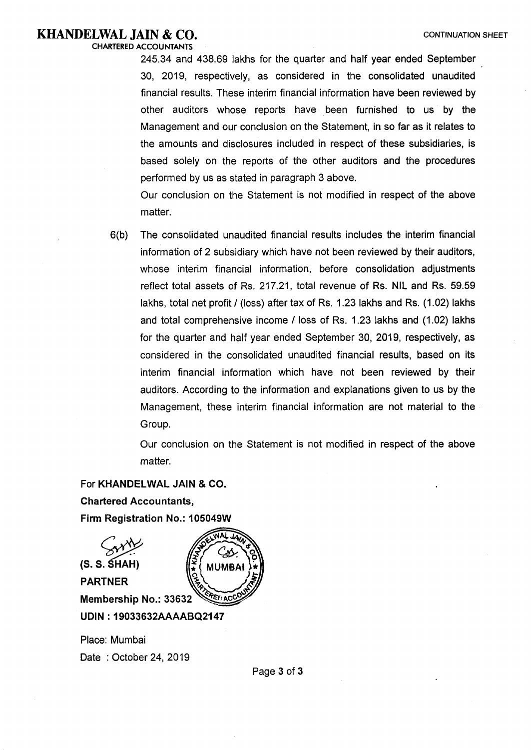245.34 and 438.69 lakhs for the quarter and half year ended September 30, 2019, respectively, as considered in the consolidated unaudited financial results. These interim financial information have been reviewed by other auditors whose reports have been furnished to us by the Management and our conclusion on the Statement, in so far as it relates to the amounts and disclosures included in respect of these subsidiaries, is based solely on the reports of the other auditors and the procedures performed by us as stated in paragraph 3 above.

Our conclusion on the Statement is not modified in respect of the above matter.

6(b) The consolidated unaudited financial results includes the interim financial information of 2 subsidiary which have not been reviewed by their auditors, whose interim financial information, before consolidation adjustments reflect total assets of Rs. 217.21, total revenue of Rs. NIL and Rs. 59.59 lakhs, total net profit / (loss) after tax of Rs. 1.23 lakhs and Rs. (1.02) lakhs and total comprehensive income / loss of Rs. 1.23 lakhs and (1.02) lakhs for the quarter and half year ended September 30, 2019, respectively, as considered in the consolidated unaudited financial results, based on its interim financial information which have not been reviewed by their auditors. According to the information and explanations given to us by the Management, these interim financial information are not material to the Group.

Our conclusion on the Statement is not modified in respect of the above matter.

For **KHANDELWAL JAIN & CO.**
**Chartered Accountants,**
**Firm Registration No.: 105049W**

**(S. S. SHAH)**
**PARTNER**
**Membership No.: 33632**
**UDIN : 19033632AAAABQ2147**

Place: Mumbai
Date : October 24, 2019